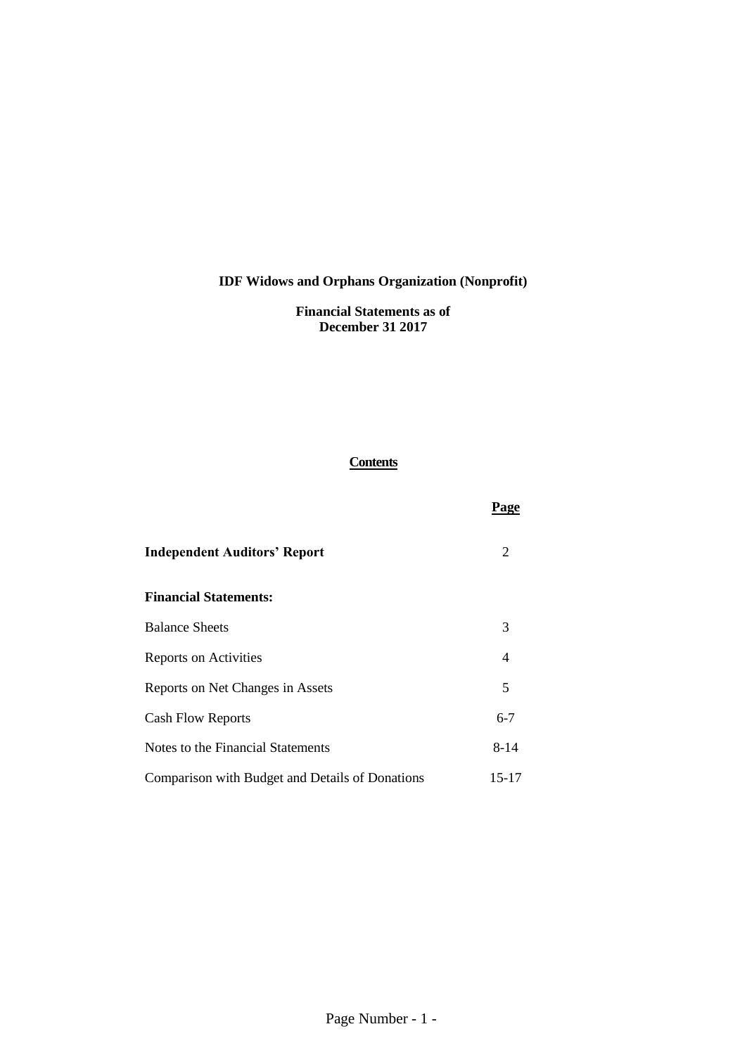**IDF Widows and Orphans Organization (Nonprofit)**

**Financial Statements as of**
**December 31 2017**

**Contents**

| | **Page** |
|---|---|
| **Independent Auditors' Report** | 2 |
| **Financial Statements:** | |
| Balance Sheets | 3 |
| Reports on Activities | 4 |
| Reports on Net Changes in Assets | 5 |
| Cash Flow Reports | 6-7 |
| Notes to the Financial Statements | 8-14 |
| Comparison with Budget and Details of Donations | 15-17 |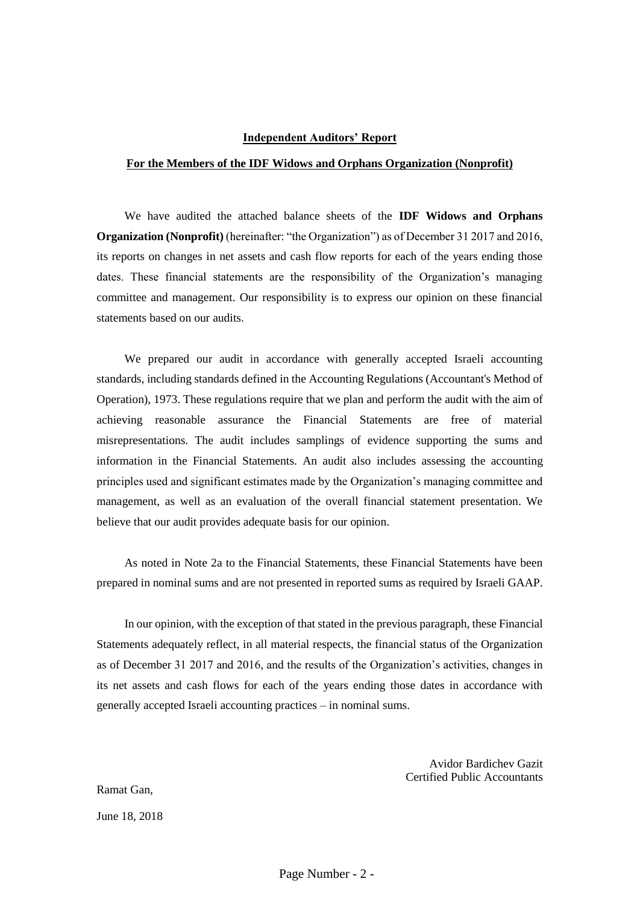**Independent Auditors' Report**

**For the Members of the IDF Widows and Orphans Organization (Nonprofit)**

We have audited the attached balance sheets of the **IDF Widows and Orphans Organization (Nonprofit)** (hereinafter: "the Organization") as of December 31 2017 and 2016, its reports on changes in net assets and cash flow reports for each of the years ending those dates. These financial statements are the responsibility of the Organization's managing committee and management. Our responsibility is to express our opinion on these financial statements based on our audits.

We prepared our audit in accordance with generally accepted Israeli accounting standards, including standards defined in the Accounting Regulations (Accountant's Method of Operation), 1973. These regulations require that we plan and perform the audit with the aim of achieving reasonable assurance the Financial Statements are free of material misrepresentations. The audit includes samplings of evidence supporting the sums and information in the Financial Statements. An audit also includes assessing the accounting principles used and significant estimates made by the Organization's managing committee and management, as well as an evaluation of the overall financial statement presentation. We believe that our audit provides adequate basis for our opinion.

As noted in Note 2a to the Financial Statements, these Financial Statements have been prepared in nominal sums and are not presented in reported sums as required by Israeli GAAP.

In our opinion, with the exception of that stated in the previous paragraph, these Financial Statements adequately reflect, in all material respects, the financial status of the Organization as of December 31 2017 and 2016, and the results of the Organization's activities, changes in its net assets and cash flows for each of the years ending those dates in accordance with generally accepted Israeli accounting practices – in nominal sums.

Avidor Bardichev Gazit
Certified Public Accountants

Ramat Gan,

June 18, 2018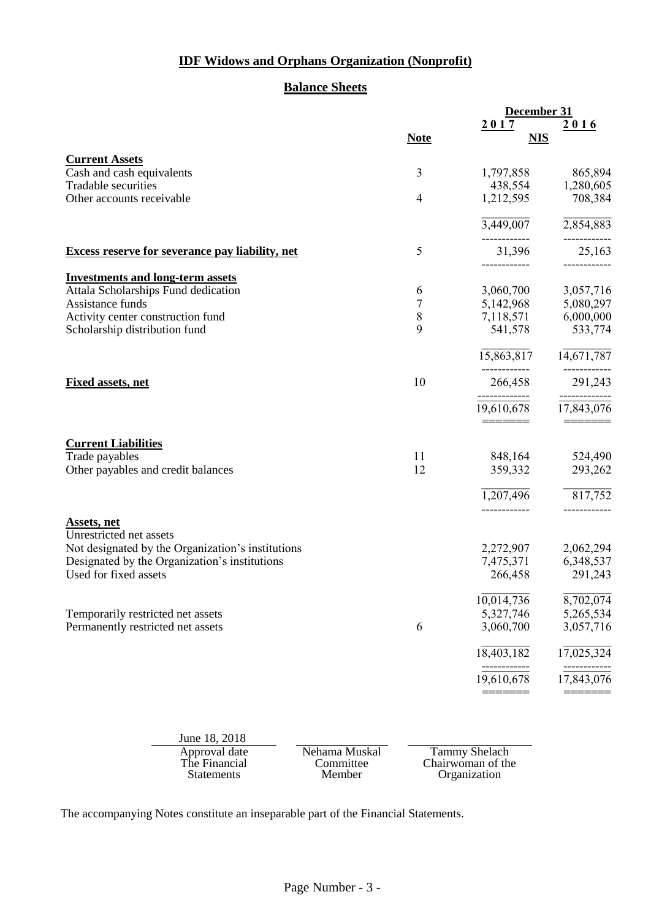# IDF Widows and Orphans Organization (Nonprofit)

## Balance Sheets

| | Note | December 31 2017 | December 31 2016 |
|---|---|---|---|
| | | NIS | |
| **Current Assets** | | | |
| Cash and cash equivalents | 3 | 1,797,858 | 865,894 |
| Tradable securities | | 438,554 | 1,280,605 |
| Other accounts receivable | 4 | 1,212,595 | 708,384 |
| | | 3,449,007 | 2,854,883 |
| **Excess reserve for severance pay liability, net** | 5 | 31,396 | 25,163 |
| **Investments and long-term assets** | | | |
| Attala Scholarships Fund dedication | 6 | 3,060,700 | 3,057,716 |
| Assistance funds | 7 | 5,142,968 | 5,080,297 |
| Activity center construction fund | 8 | 7,118,571 | 6,000,000 |
| Scholarship distribution fund | 9 | 541,578 | 533,774 |
| | | 15,863,817 | 14,671,787 |
| **Fixed assets, net** | 10 | 266,458 | 291,243 |
| | | 19,610,678 | 17,843,076 |
| **Current Liabilities** | | | |
| Trade payables | 11 | 848,164 | 524,490 |
| Other payables and credit balances | 12 | 359,332 | 293,262 |
| | | 1,207,496 | 817,752 |
| **Assets, net** | | | |
| Unrestricted net assets | | | |
| Not designated by the Organization's institutions | | 2,272,907 | 2,062,294 |
| Designated by the Organization's institutions | | 7,475,371 | 6,348,537 |
| Used for fixed assets | | 266,458 | 291,243 |
| | | 10,014,736 | 8,702,074 |
| Temporarily restricted net assets | | 5,327,746 | 5,265,534 |
| Permanently restricted net assets | 6 | 3,060,700 | 3,057,716 |
| | | 18,403,182 | 17,025,324 |
| | | 19,610,678 | 17,843,076 |

| June 18, 2018 | | |
|---|---|---|
| Approval date The Financial Statements | Nehama Muskal Committee Member | Tammy Shelach Chairwoman of the Organization |

The accompanying Notes constitute an inseparable part of the Financial Statements.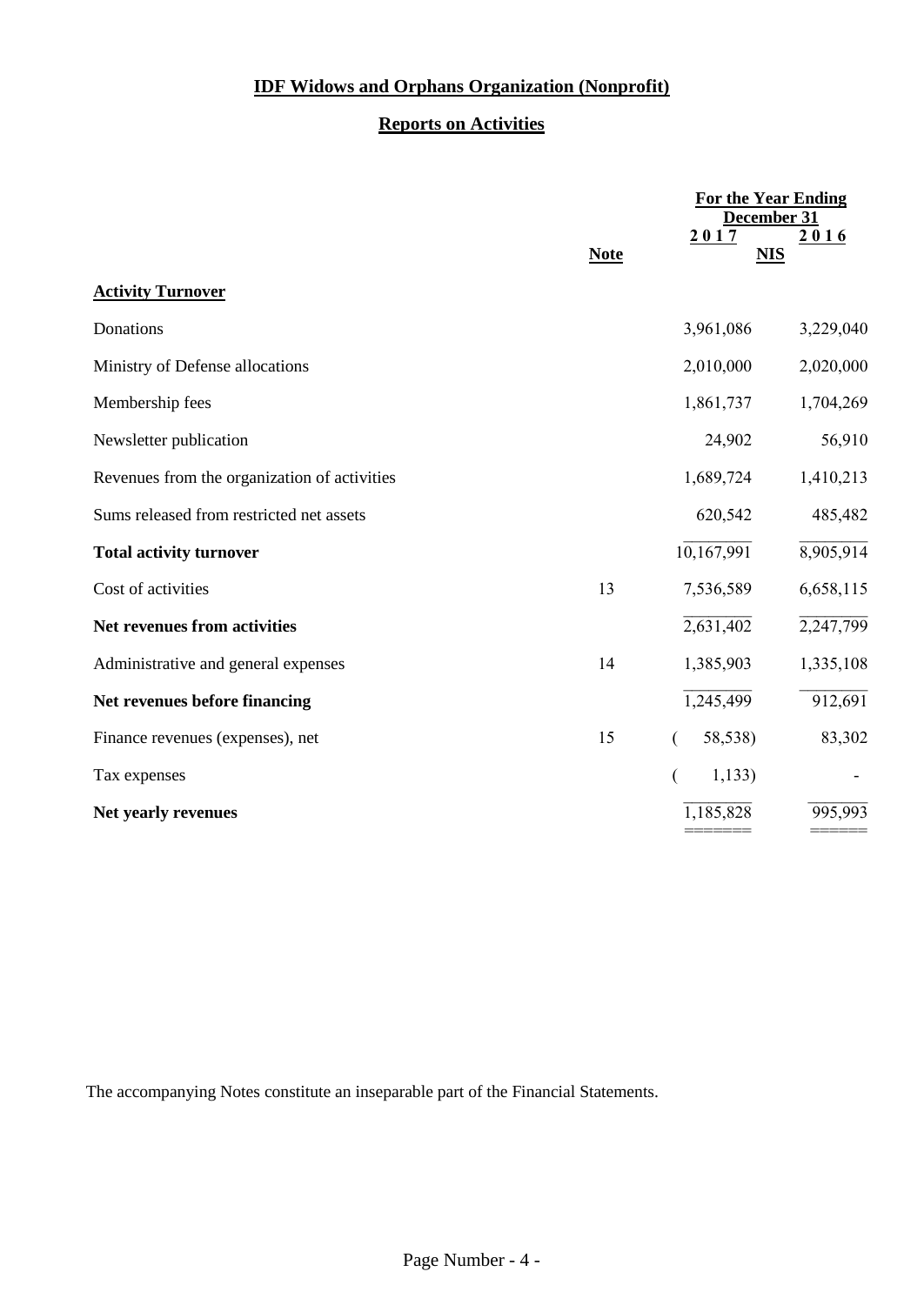# IDF Widows and Orphans Organization (Nonprofit)

## Reports on Activities

| | Note | For the Year Ending December 31 2017 | 2016 |
|---|---|---|---|
| | | NIS | |
| **Activity Turnover** | | | |
| Donations | | 3,961,086 | 3,229,040 |
| Ministry of Defense allocations | | 2,010,000 | 2,020,000 |
| Membership fees | | 1,861,737 | 1,704,269 |
| Newsletter publication | | 24,902 | 56,910 |
| Revenues from the organization of activities | | 1,689,724 | 1,410,213 |
| Sums released from restricted net assets | | 620,542 | 485,482 |
| **Total activity turnover** | | 10,167,991 | 8,905,914 |
| Cost of activities | 13 | 7,536,589 | 6,658,115 |
| **Net revenues from activities** | | 2,631,402 | 2,247,799 |
| Administrative and general expenses | 14 | 1,385,903 | 1,335,108 |
| **Net revenues before financing** | | 1,245,499 | 912,691 |
| Finance revenues (expenses), net | 15 | (58,538) | 83,302 |
| Tax expenses | | (1,133) | - |
| **Net yearly revenues** | | 1,185,828 | 995,993 |

The accompanying Notes constitute an inseparable part of the Financial Statements.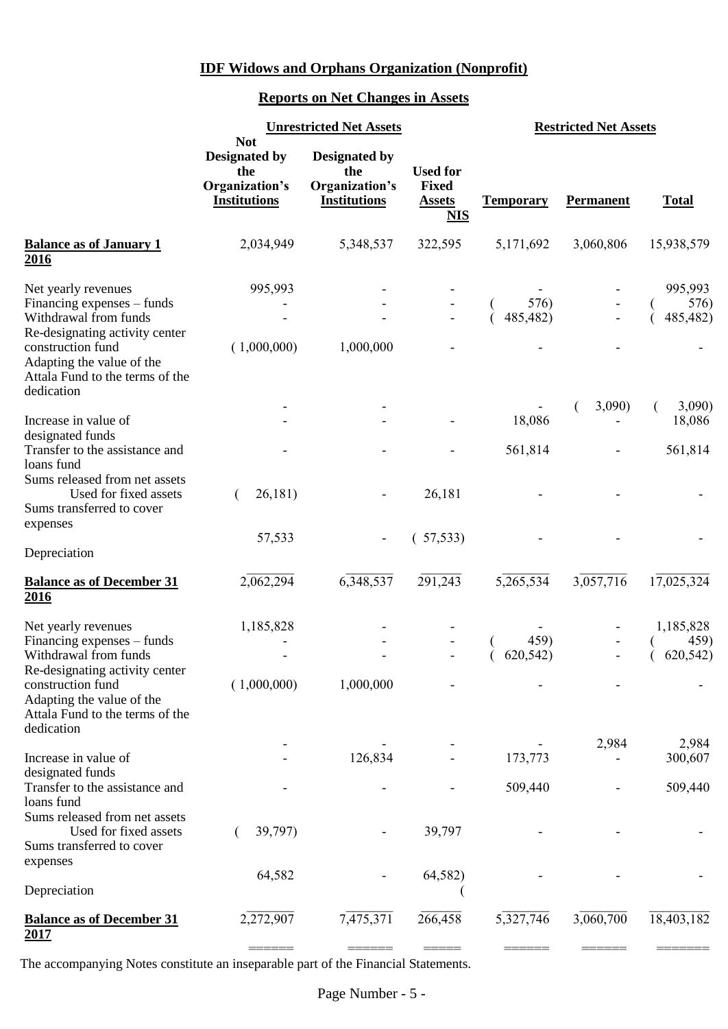# IDF Widows and Orphans Organization (Nonprofit)

## Reports on Net Changes in Assets

| | Unrestricted Net Assets | | | Restricted Net Assets | | |
|---|---|---|---|---|---|---|
| | Not Designated by the Organization's Institutions | Designated by the Organization's Institutions | Used for Fixed Assets | Temporary | Permanent | Total |
| | | | NIS | | | |
| **Balance as of January 1 2016** | 2,034,949 | 5,348,537 | 322,595 | 5,171,692 | 3,060,806 | 15,938,579 |
| Net yearly revenues | 995,993 | - | - | - | - | 995,993 |
| Financing expenses – funds | - | - | - | ( 576) | - | ( 576) |
| Withdrawal from funds | - | - | - | ( 485,482) | - | ( 485,482) |
| Re-designating activity center construction fund | ( 1,000,000) | 1,000,000 | - | - | - | - |
| Adapting the value of the Attala Fund to the terms of the dedication | - | - | | - | ( 3,090) | ( 3,090) |
| Increase in value of designated funds | - | - | - | 18,086 | - | 18,086 |
| Transfer to the assistance and loans fund | - | - | - | 561,814 | - | 561,814 |
| Sums released from net assets Used for fixed assets | ( 26,181) | - | 26,181 | - | - | - |
| Sums transferred to cover expenses Depreciation | 57,533 | - | ( 57,533) | - | - | - |
| **Balance as of December 31 2016** | 2,062,294 | 6,348,537 | 291,243 | 5,265,534 | 3,057,716 | 17,025,324 |
| Net yearly revenues | 1,185,828 | - | - | - | - | 1,185,828 |
| Financing expenses – funds | - | - | - | ( 459) | - | ( 459) |
| Withdrawal from funds | - | - | - | ( 620,542) | - | ( 620,542) |
| Re-designating activity center construction fund | ( 1,000,000) | 1,000,000 | - | - | - | - |
| Adapting the value of the Attala Fund to the terms of the dedication | - | - | - | - | 2,984 | 2,984 |
| Increase in value of designated funds | - | 126,834 | - | 173,773 | - | 300,607 |
| Transfer to the assistance and loans fund | - | - | - | 509,440 | - | 509,440 |
| Sums released from net assets Used for fixed assets | ( 39,797) | - | 39,797 | - | - | - |
| Sums transferred to cover expenses Depreciation | 64,582 | - | ( 64,582) | - | - | - |
| **Balance as of December 31 2017** | 2,272,907 | 7,475,371 | 266,458 | 5,327,746 | 3,060,700 | 18,403,182 |

The accompanying Notes constitute an inseparable part of the Financial Statements.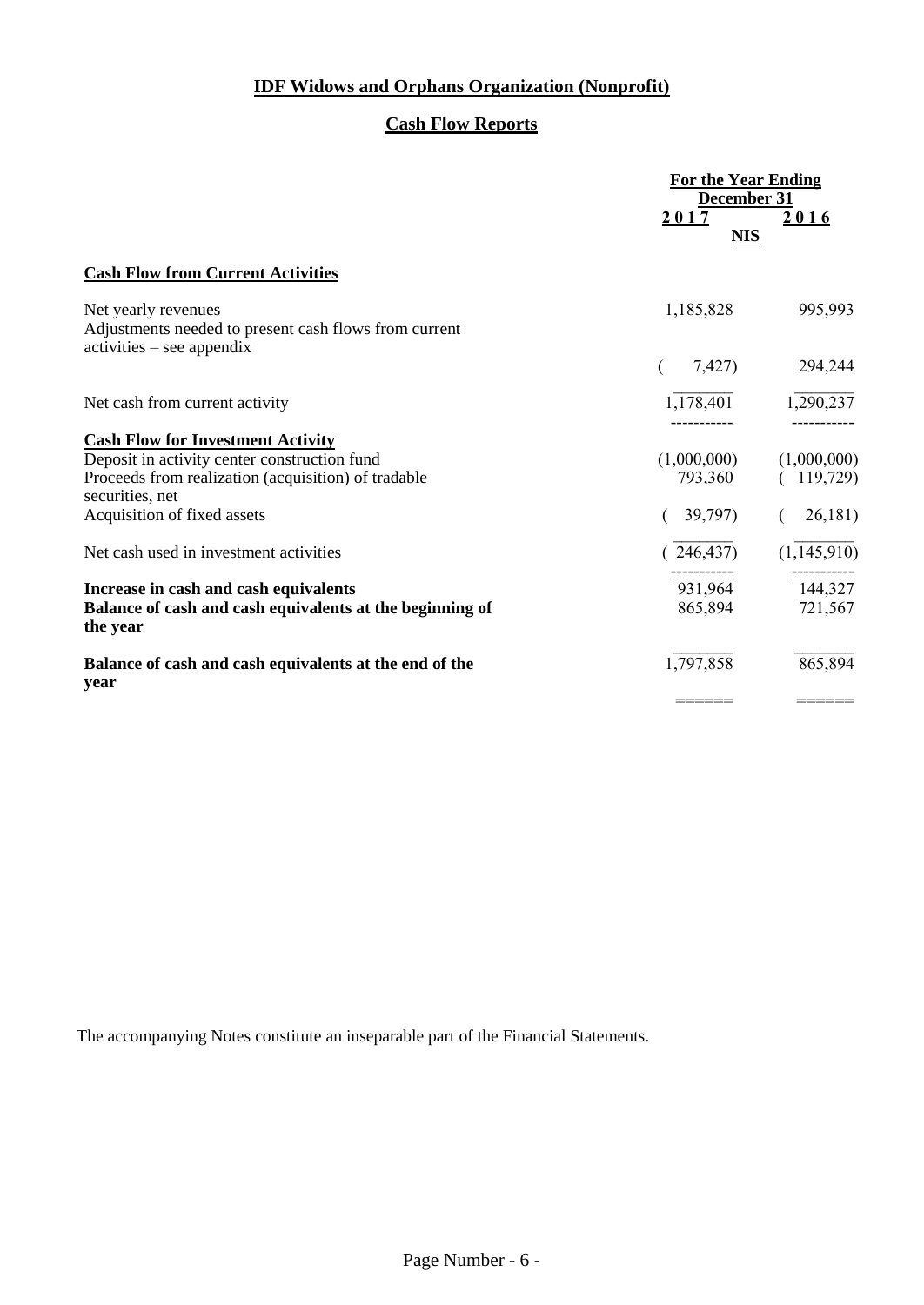# IDF Widows and Orphans Organization (Nonprofit)

## Cash Flow Reports

| | For the Year Ending December 31 | |
|---|---|---|
| | 2017 | 2016 |
| | NIS | |
| **Cash Flow from Current Activities** | | |
| Net yearly revenues | 1,185,828 | 995,993 |
| Adjustments needed to present cash flows from current activities – see appendix | (7,427) | 294,244 |
| Net cash from current activity | 1,178,401 | 1,290,237 |
| **Cash Flow for Investment Activity** | | |
| Deposit in activity center construction fund | (1,000,000) | (1,000,000) |
| Proceeds from realization (acquisition) of tradable securities, net | 793,360 | (119,729) |
| Acquisition of fixed assets | (39,797) | (26,181) |
| Net cash used in investment activities | (246,437) | (1,145,910) |
| **Increase in cash and cash equivalents** | 931,964 | 144,327 |
| **Balance of cash and cash equivalents at the beginning of the year** | 865,894 | 721,567 |
| **Balance of cash and cash equivalents at the end of the year** | 1,797,858 | 865,894 |

The accompanying Notes constitute an inseparable part of the Financial Statements.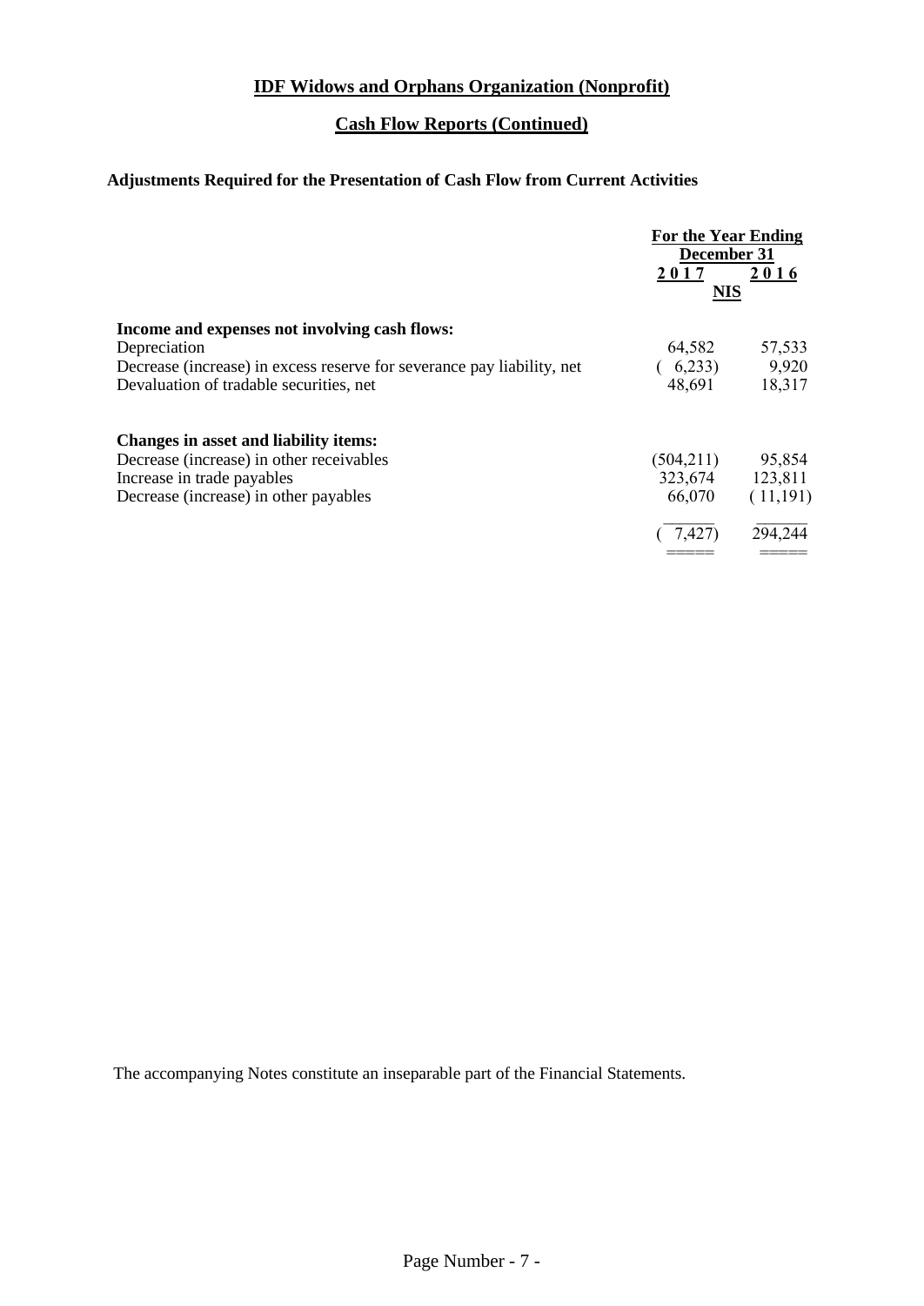# IDF Widows and Orphans Organization (Nonprofit)

## Cash Flow Reports (Continued)

### Adjustments Required for the Presentation of Cash Flow from Current Activities

| | For the Year Ending December 31 | |
|---|---|---|
| | 2017 | 2016 |
| | NIS | |
| **Income and expenses not involving cash flows:** | | |
| Depreciation | 64,582 | 57,533 |
| Decrease (increase) in excess reserve for severance pay liability, net | ( 6,233) | 9,920 |
| Devaluation of tradable securities, net | 48,691 | 18,317 |
| **Changes in asset and liability items:** | | |
| Decrease (increase) in other receivables | (504,211) | 95,854 |
| Increase in trade payables | 323,674 | 123,811 |
| Decrease (increase) in other payables | 66,070 | ( 11,191) |
| | ( 7,427) | 294,244 |

The accompanying Notes constitute an inseparable part of the Financial Statements.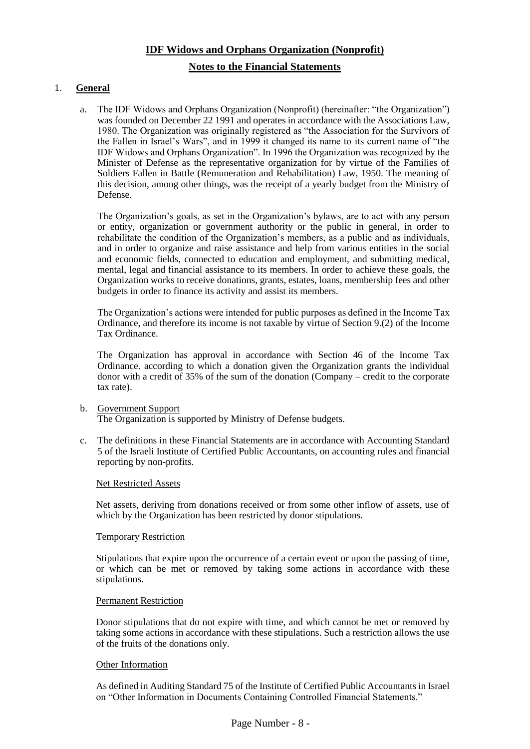## IDF Widows and Orphans Organization (Nonprofit)

## Notes to the Financial Statements

1. **General**

   a. The IDF Widows and Orphans Organization (Nonprofit) (hereinafter: "the Organization") was founded on December 22 1991 and operates in accordance with the Associations Law, 1980. The Organization was originally registered as "the Association for the Survivors of the Fallen in Israel's Wars", and in 1999 it changed its name to its current name of "the IDF Widows and Orphans Organization". In 1996 the Organization was recognized by the Minister of Defense as the representative organization for by virtue of the Families of Soldiers Fallen in Battle (Remuneration and Rehabilitation) Law, 1950. The meaning of this decision, among other things, was the receipt of a yearly budget from the Ministry of Defense.

      The Organization's goals, as set in the Organization's bylaws, are to act with any person or entity, organization or government authority or the public in general, in order to rehabilitate the condition of the Organization's members, as a public and as individuals, and in order to organize and raise assistance and help from various entities in the social and economic fields, connected to education and employment, and submitting medical, mental, legal and financial assistance to its members. In order to achieve these goals, the Organization works to receive donations, grants, estates, loans, membership fees and other budgets in order to finance its activity and assist its members.

      The Organization's actions were intended for public purposes as defined in the Income Tax Ordinance, and therefore its income is not taxable by virtue of Section 9.(2) of the Income Tax Ordinance.

      The Organization has approval in accordance with Section 46 of the Income Tax Ordinance. according to which a donation given the Organization grants the individual donor with a credit of 35% of the sum of the donation (Company – credit to the corporate tax rate).

   b. Government Support
      The Organization is supported by Ministry of Defense budgets.

   c. The definitions in these Financial Statements are in accordance with Accounting Standard 5 of the Israeli Institute of Certified Public Accountants, on accounting rules and financial reporting by non-profits.

      Net Restricted Assets

      Net assets, deriving from donations received or from some other inflow of assets, use of which by the Organization has been restricted by donor stipulations.

      Temporary Restriction

      Stipulations that expire upon the occurrence of a certain event or upon the passing of time, or which can be met or removed by taking some actions in accordance with these stipulations.

      Permanent Restriction

      Donor stipulations that do not expire with time, and which cannot be met or removed by taking some actions in accordance with these stipulations. Such a restriction allows the use of the fruits of the donations only.

      Other Information

      As defined in Auditing Standard 75 of the Institute of Certified Public Accountants in Israel on "Other Information in Documents Containing Controlled Financial Statements."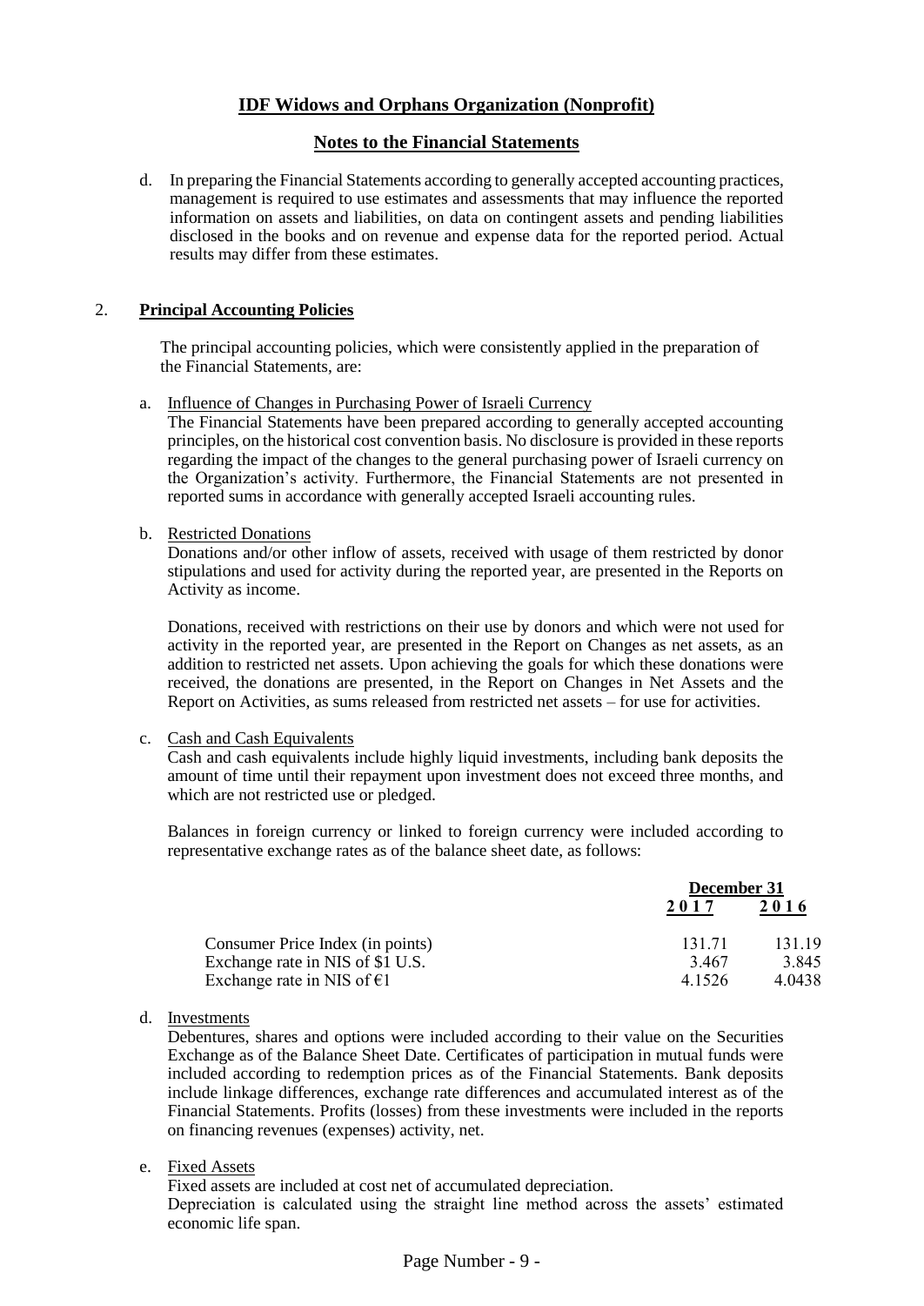## IDF Widows and Orphans Organization (Nonprofit)

## Notes to the Financial Statements

d. In preparing the Financial Statements according to generally accepted accounting practices, management is required to use estimates and assessments that may influence the reported information on assets and liabilities, on data on contingent assets and pending liabilities disclosed in the books and on revenue and expense data for the reported period. Actual results may differ from these estimates.

### 2. Principal Accounting Policies

The principal accounting policies, which were consistently applied in the preparation of the Financial Statements, are:

a. Influence of Changes in Purchasing Power of Israeli Currency
The Financial Statements have been prepared according to generally accepted accounting principles, on the historical cost convention basis. No disclosure is provided in these reports regarding the impact of the changes to the general purchasing power of Israeli currency on the Organization's activity. Furthermore, the Financial Statements are not presented in reported sums in accordance with generally accepted Israeli accounting rules.

b. Restricted Donations
Donations and/or other inflow of assets, received with usage of them restricted by donor stipulations and used for activity during the reported year, are presented in the Reports on Activity as income.

Donations, received with restrictions on their use by donors and which were not used for activity in the reported year, are presented in the Report on Changes as net assets, as an addition to restricted net assets. Upon achieving the goals for which these donations were received, the donations are presented, in the Report on Changes in Net Assets and the Report on Activities, as sums released from restricted net assets – for use for activities.

c. Cash and Cash Equivalents
Cash and cash equivalents include highly liquid investments, including bank deposits the amount of time until their repayment upon investment does not exceed three months, and which are not restricted use or pledged.

Balances in foreign currency or linked to foreign currency were included according to representative exchange rates as of the balance sheet date, as follows:

| | December 31 | |
|---|---|---|
| | 2017 | 2016 |
| Consumer Price Index (in points) | 131.71 | 131.19 |
| Exchange rate in NIS of $1 U.S. | 3.467 | 3.845 |
| Exchange rate in NIS of €1 | 4.1526 | 4.0438 |

d. Investments
Debentures, shares and options were included according to their value on the Securities Exchange as of the Balance Sheet Date. Certificates of participation in mutual funds were included according to redemption prices as of the Financial Statements. Bank deposits include linkage differences, exchange rate differences and accumulated interest as of the Financial Statements. Profits (losses) from these investments were included in the reports on financing revenues (expenses) activity, net.

e. Fixed Assets
Fixed assets are included at cost net of accumulated depreciation.
Depreciation is calculated using the straight line method across the assets' estimated economic life span.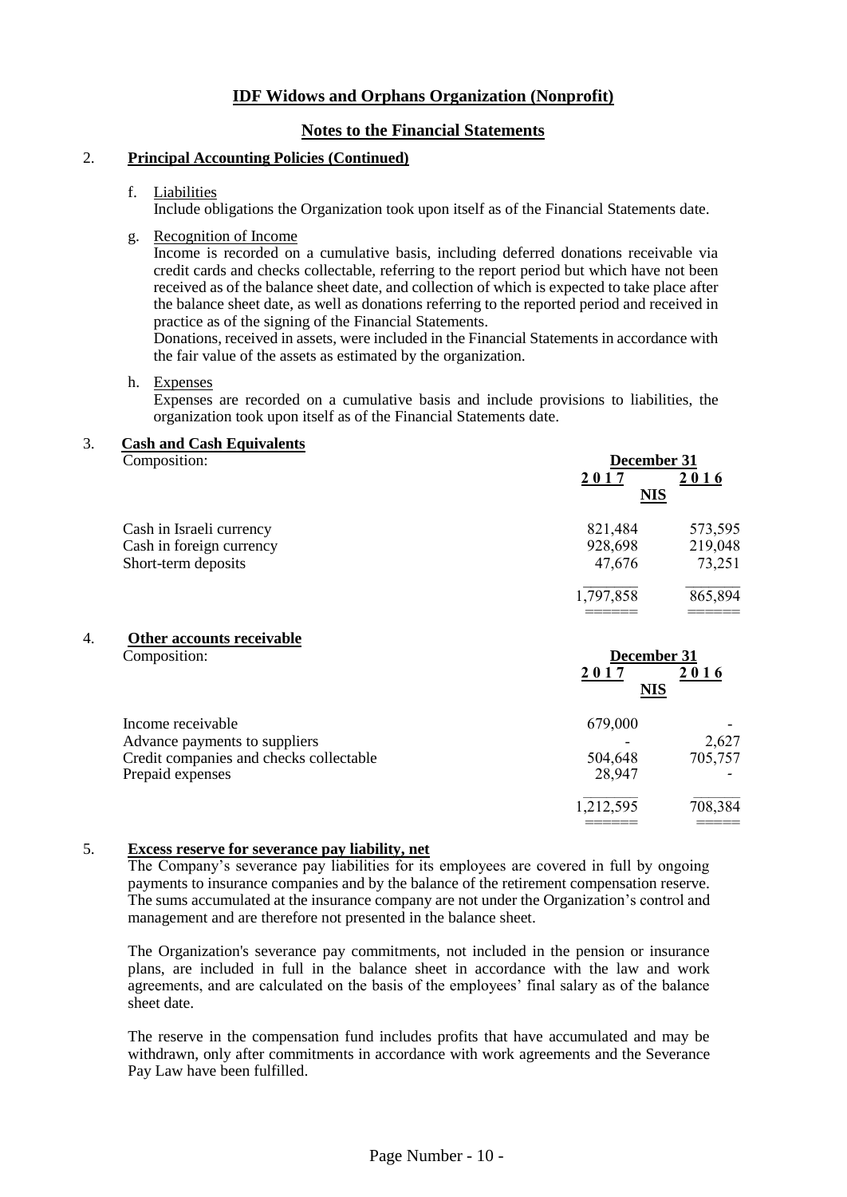## IDF Widows and Orphans Organization (Nonprofit)

## Notes to the Financial Statements

2. **Principal Accounting Policies (Continued)**

   f. Liabilities
   Include obligations the Organization took upon itself as of the Financial Statements date.

   g. Recognition of Income
   Income is recorded on a cumulative basis, including deferred donations receivable via credit cards and checks collectable, referring to the report period but which have not been received as of the balance sheet date, and collection of which is expected to take place after the balance sheet date, as well as donations referring to the reported period and received in practice as of the signing of the Financial Statements.
   Donations, received in assets, were included in the Financial Statements in accordance with the fair value of the assets as estimated by the organization.

   h. Expenses
   Expenses are recorded on a cumulative basis and include provisions to liabilities, the organization took upon itself as of the Financial Statements date.

3. **Cash and Cash Equivalents**

Composition:

| | December 31 | |
|---|---|---|
| | 2017 | 2016 |
| | NIS | |
| Cash in Israeli currency | 821,484 | 573,595 |
| Cash in foreign currency | 928,698 | 219,048 |
| Short-term deposits | 47,676 | 73,251 |
| | 1,797,858 | 865,894 |

4. **Other accounts receivable**

Composition:

| | December 31 | |
|---|---|---|
| | 2017 | 2016 |
| | NIS | |
| Income receivable | 679,000 | - |
| Advance payments to suppliers | - | 2,627 |
| Credit companies and checks collectable | 504,648 | 705,757 |
| Prepaid expenses | 28,947 | - |
| | 1,212,595 | 708,384 |

5. **Excess reserve for severance pay liability, net**

The Company's severance pay liabilities for its employees are covered in full by ongoing payments to insurance companies and by the balance of the retirement compensation reserve. The sums accumulated at the insurance company are not under the Organization's control and management and are therefore not presented in the balance sheet.

The Organization's severance pay commitments, not included in the pension or insurance plans, are included in full in the balance sheet in accordance with the law and work agreements, and are calculated on the basis of the employees' final salary as of the balance sheet date.

The reserve in the compensation fund includes profits that have accumulated and may be withdrawn, only after commitments in accordance with work agreements and the Severance Pay Law have been fulfilled.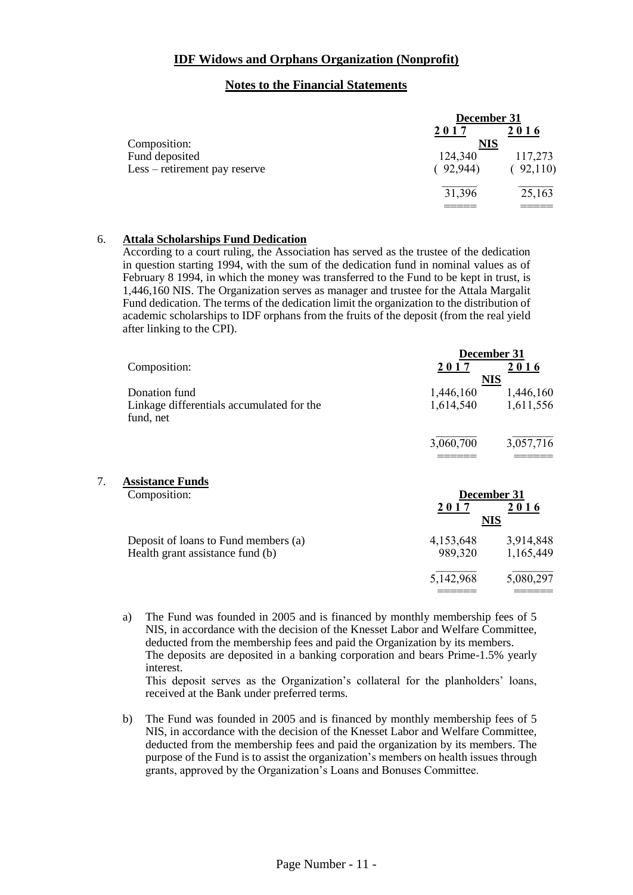## IDF Widows and Orphans Organization (Nonprofit)

## Notes to the Financial Statements

| | December 31 | |
|---|---|---|
| | **2017** | **2016** |
| Composition: | **NIS** | |
| Fund deposited | 124,340 | 117,273 |
| Less – retirement pay reserve | ( 92,944) | ( 92,110) |
| | 31,396 | 25,163 |

6. **Attala Scholarships Fund Dedication**

According to a court ruling, the Association has served as the trustee of the dedication in question starting 1994, with the sum of the dedication fund in nominal values as of February 8 1994, in which the money was transferred to the Fund to be kept in trust, is 1,446,160 NIS. The Organization serves as manager and trustee for the Attala Margalit Fund dedication. The terms of the dedication limit the organization to the distribution of academic scholarships to IDF orphans from the fruits of the deposit (from the real yield after linking to the CPI).

| | December 31 | |
|---|---|---|
| Composition: | **2017** | **2016** |
| | **NIS** | |
| Donation fund | 1,446,160 | 1,446,160 |
| Linkage differentials accumulated for the fund, net | 1,614,540 | 1,611,556 |
| | 3,060,700 | 3,057,716 |

7. **Assistance Funds**

| Composition: | December 31 | |
|---|---|---|
| | **2017** | **2016** |
| | **NIS** | |
| Deposit of loans to Fund members (a) | 4,153,648 | 3,914,848 |
| Health grant assistance fund (b) | 989,320 | 1,165,449 |
| | 5,142,968 | 5,080,297 |

a) The Fund was founded in 2005 and is financed by monthly membership fees of 5 NIS, in accordance with the decision of the Knesset Labor and Welfare Committee, deducted from the membership fees and paid the Organization by its members. The deposits are deposited in a banking corporation and bears Prime-1.5% yearly interest.
This deposit serves as the Organization's collateral for the planholders' loans, received at the Bank under preferred terms.

b) The Fund was founded in 2005 and is financed by monthly membership fees of 5 NIS, in accordance with the decision of the Knesset Labor and Welfare Committee, deducted from the membership fees and paid the organization by its members. The purpose of the Fund is to assist the organization's members on health issues through grants, approved by the Organization's Loans and Bonuses Committee.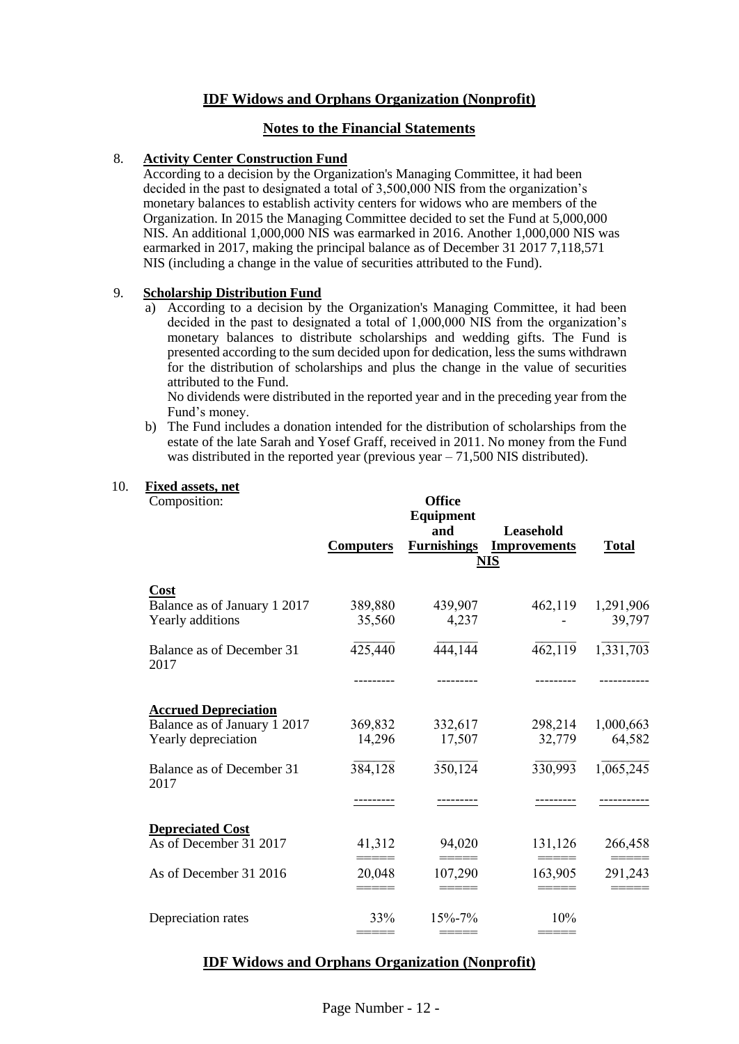# IDF Widows and Orphans Organization (Nonprofit)

## Notes to the Financial Statements

8. **Activity Center Construction Fund**

   According to a decision by the Organization's Managing Committee, it had been decided in the past to designated a total of 3,500,000 NIS from the organization's monetary balances to establish activity centers for widows who are members of the Organization. In 2015 the Managing Committee decided to set the Fund at 5,000,000 NIS. An additional 1,000,000 NIS was earmarked in 2016. Another 1,000,000 NIS was earmarked in 2017, making the principal balance as of December 31 2017 7,118,571 NIS (including a change in the value of securities attributed to the Fund).

9. **Scholarship Distribution Fund**

   a) According to a decision by the Organization's Managing Committee, it had been decided in the past to designated a total of 1,000,000 NIS from the organization's monetary balances to distribute scholarships and wedding gifts. The Fund is presented according to the sum decided upon for dedication, less the sums withdrawn for the distribution of scholarships and plus the change in the value of securities attributed to the Fund.
   No dividends were distributed in the reported year and in the preceding year from the Fund's money.

   b) The Fund includes a donation intended for the distribution of scholarships from the estate of the late Sarah and Yosef Graff, received in 2011. No money from the Fund was distributed in the reported year (previous year – 71,500 NIS distributed).

10. **Fixed assets, net**

    Composition:

| | Computers | Office Equipment and Furnishings | Leasehold Improvements | Total |
|---|---|---|---|---|
| | | NIS | | |
| **Cost** | | | | |
| Balance as of January 1 2017 | 389,880 | 439,907 | 462,119 | 1,291,906 |
| Yearly additions | 35,560 | 4,237 | - | 39,797 |
| Balance as of December 31 2017 | 425,440 | 444,144 | 462,119 | 1,331,703 |
| **Accrued Depreciation** | | | | |
| Balance as of January 1 2017 | 369,832 | 332,617 | 298,214 | 1,000,663 |
| Yearly depreciation | 14,296 | 17,507 | 32,779 | 64,582 |
| Balance as of December 31 2017 | 384,128 | 350,124 | 330,993 | 1,065,245 |
| **Depreciated Cost** | | | | |
| As of December 31 2017 | 41,312 | 94,020 | 131,126 | 266,458 |
| As of December 31 2016 | 20,048 | 107,290 | 163,905 | 291,243 |
| Depreciation rates | 33% | 15%-7% | 10% | |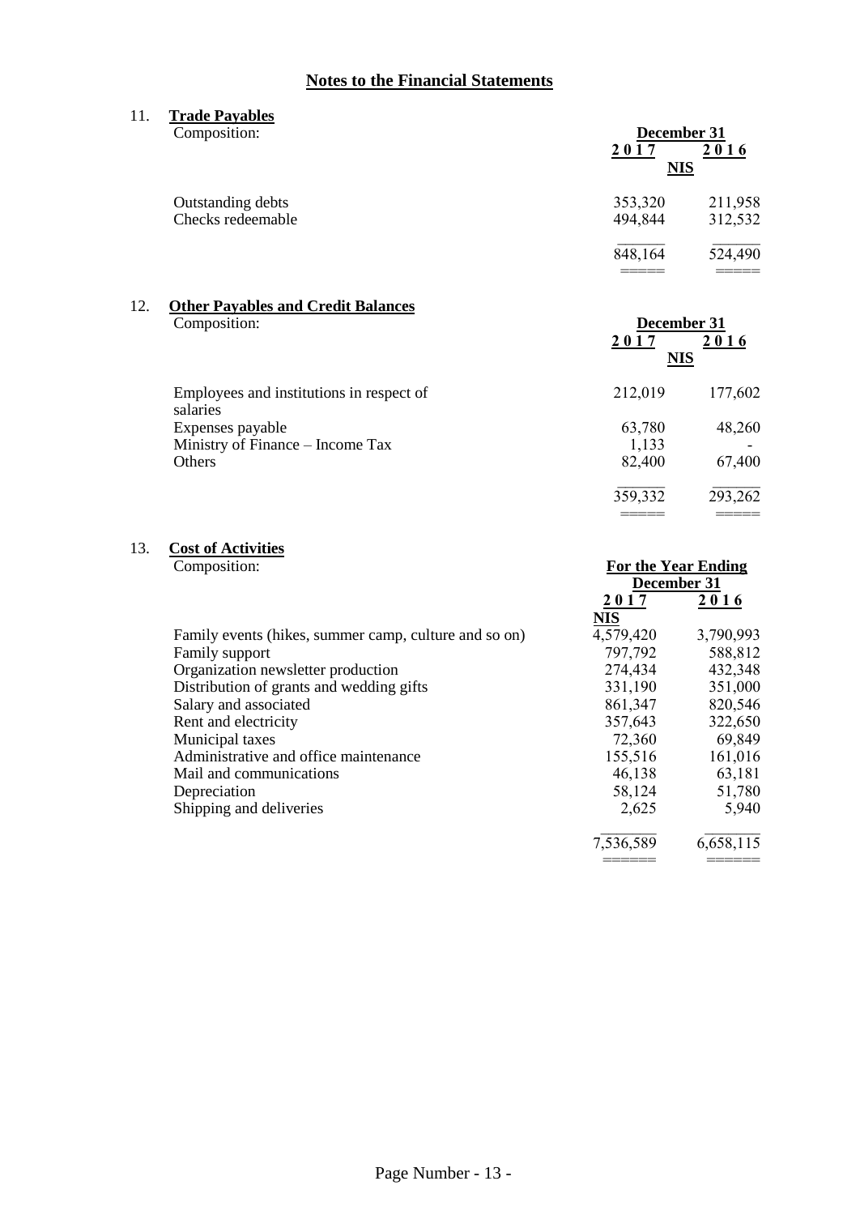## Notes to the Financial Statements

### 11. Trade Payables

Composition:

| | December 31 | |
|---|---|---|
| | 2017 | 2016 |
| | NIS | |
| Outstanding debts | 353,320 | 211,958 |
| Checks redeemable | 494,844 | 312,532 |
| | 848,164 | 524,490 |

### 12. Other Payables and Credit Balances

Composition:

| | December 31 | |
|---|---|---|
| | 2017 | 2016 |
| | NIS | |
| Employees and institutions in respect of salaries | 212,019 | 177,602 |
| Expenses payable | 63,780 | 48,260 |
| Ministry of Finance – Income Tax | 1,133 | - |
| Others | 82,400 | 67,400 |
| | 359,332 | 293,262 |

### 13. Cost of Activities

Composition:

| | For the Year Ending December 31 | |
|---|---|---|
| | 2017 | 2016 |
| | NIS | |
| Family events (hikes, summer camp, culture and so on) | 4,579,420 | 3,790,993 |
| Family support | 797,792 | 588,812 |
| Organization newsletter production | 274,434 | 432,348 |
| Distribution of grants and wedding gifts | 331,190 | 351,000 |
| Salary and associated | 861,347 | 820,546 |
| Rent and electricity | 357,643 | 322,650 |
| Municipal taxes | 72,360 | 69,849 |
| Administrative and office maintenance | 155,516 | 161,016 |
| Mail and communications | 46,138 | 63,181 |
| Depreciation | 58,124 | 51,780 |
| Shipping and deliveries | 2,625 | 5,940 |
| | 7,536,589 | 6,658,115 |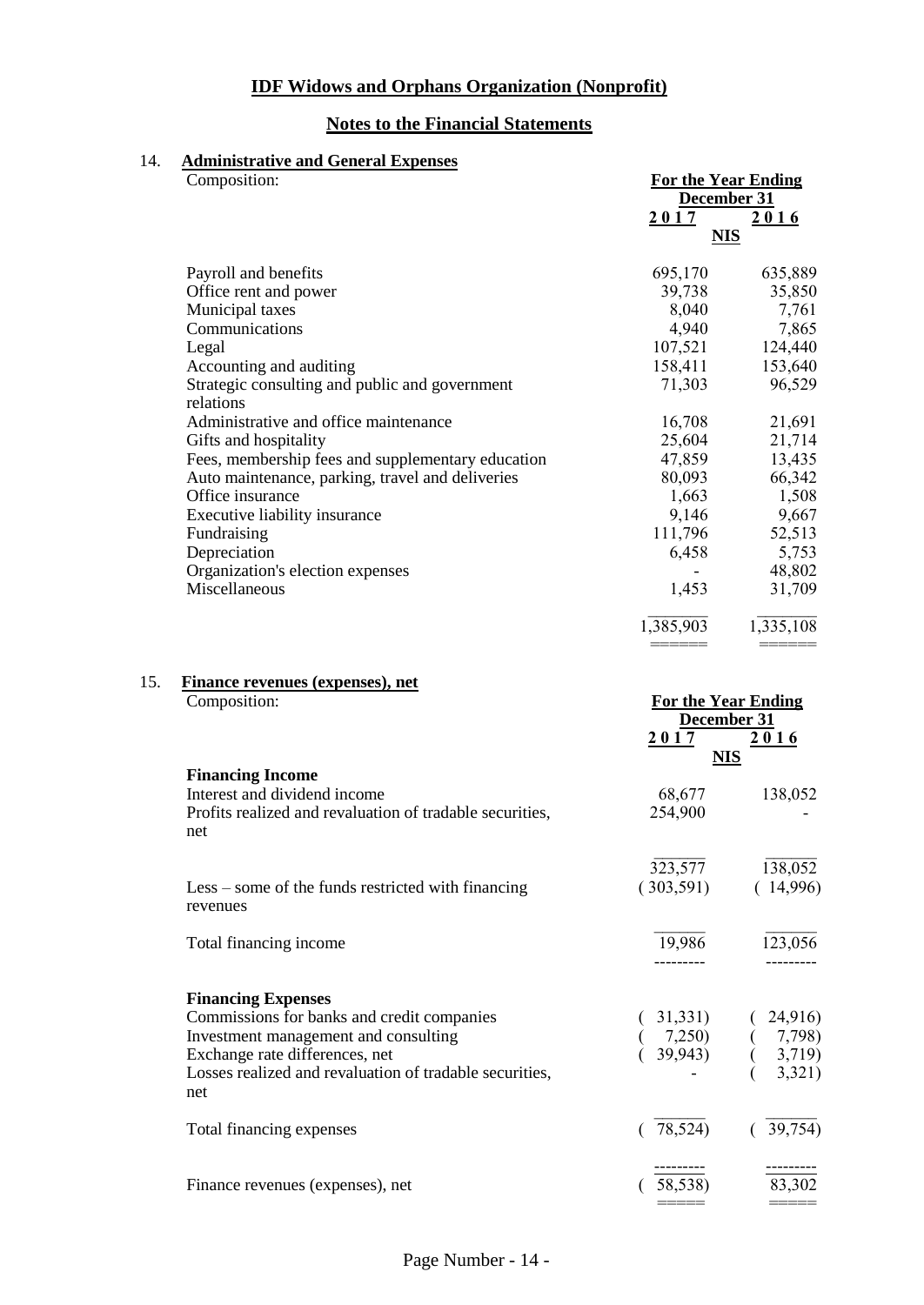# IDF Widows and Orphans Organization (Nonprofit)

## Notes to the Financial Statements

### 14. Administrative and General Expenses

Composition:

| | For the Year Ending December 31 | |
|---|---|---|
| | 2017 | 2016 |
| | NIS | |
| Payroll and benefits | 695,170 | 635,889 |
| Office rent and power | 39,738 | 35,850 |
| Municipal taxes | 8,040 | 7,761 |
| Communications | 4,940 | 7,865 |
| Legal | 107,521 | 124,440 |
| Accounting and auditing | 158,411 | 153,640 |
| Strategic consulting and public and government relations | 71,303 | 96,529 |
| Administrative and office maintenance | 16,708 | 21,691 |
| Gifts and hospitality | 25,604 | 21,714 |
| Fees, membership fees and supplementary education | 47,859 | 13,435 |
| Auto maintenance, parking, travel and deliveries | 80,093 | 66,342 |
| Office insurance | 1,663 | 1,508 |
| Executive liability insurance | 9,146 | 9,667 |
| Fundraising | 111,796 | 52,513 |
| Depreciation | 6,458 | 5,753 |
| Organization's election expenses | - | 48,802 |
| Miscellaneous | 1,453 | 31,709 |
| | 1,385,903 | 1,335,108 |

### 15. Finance revenues (expenses), net

Composition:

| | For the Year Ending December 31 | |
|---|---|---|
| | 2017 | 2016 |
| | NIS | |
| **Financing Income** | | |
| Interest and dividend income | 68,677 | 138,052 |
| Profits realized and revaluation of tradable securities, net | 254,900 | - |
| | 323,577 | 138,052 |
| Less – some of the funds restricted with financing revenues | (303,591) | (14,996) |
| Total financing income | 19,986 | 123,056 |
| **Financing Expenses** | | |
| Commissions for banks and credit companies | (31,331) | (24,916) |
| Investment management and consulting | (7,250) | (7,798) |
| Exchange rate differences, net | (39,943) | (3,719) |
| Losses realized and revaluation of tradable securities, net | - | (3,321) |
| Total financing expenses | (78,524) | (39,754) |
| Finance revenues (expenses), net | (58,538) | 83,302 |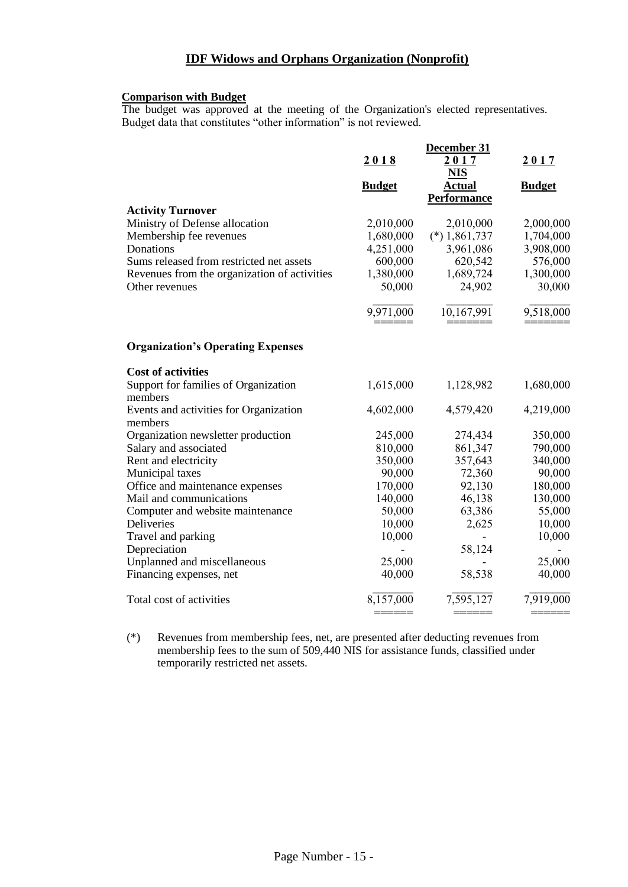## IDF Widows and Orphans Organization (Nonprofit)

**Comparison with Budget**

The budget was approved at the meeting of the Organization's elected representatives. Budget data that constitutes "other information" is not reviewed.

| | December 31 | | |
|---|---|---|---|
| | 2018 | 2017 | 2017 |
| | | NIS | |
| | Budget | Actual Performance | Budget |
| **Activity Turnover** | | | |
| Ministry of Defense allocation | 2,010,000 | 2,010,000 | 2,000,000 |
| Membership fee revenues | 1,680,000 | (*) 1,861,737 | 1,704,000 |
| Donations | 4,251,000 | 3,961,086 | 3,908,000 |
| Sums released from restricted net assets | 600,000 | 620,542 | 576,000 |
| Revenues from the organization of activities | 1,380,000 | 1,689,724 | 1,300,000 |
| Other revenues | 50,000 | 24,902 | 30,000 |
| | 9,971,000 | 10,167,991 | 9,518,000 |
| **Organization's Operating Expenses** | | | |
| **Cost of activities** | | | |
| Support for families of Organization members | 1,615,000 | 1,128,982 | 1,680,000 |
| Events and activities for Organization members | 4,602,000 | 4,579,420 | 4,219,000 |
| Organization newsletter production | 245,000 | 274,434 | 350,000 |
| Salary and associated | 810,000 | 861,347 | 790,000 |
| Rent and electricity | 350,000 | 357,643 | 340,000 |
| Municipal taxes | 90,000 | 72,360 | 90,000 |
| Office and maintenance expenses | 170,000 | 92,130 | 180,000 |
| Mail and communications | 140,000 | 46,138 | 130,000 |
| Computer and website maintenance | 50,000 | 63,386 | 55,000 |
| Deliveries | 10,000 | 2,625 | 10,000 |
| Travel and parking | 10,000 | - | 10,000 |
| Depreciation | - | 58,124 | - |
| Unplanned and miscellaneous | 25,000 | - | 25,000 |
| Financing expenses, net | 40,000 | 58,538 | 40,000 |
| Total cost of activities | 8,157,000 | 7,595,127 | 7,919,000 |

(*) Revenues from membership fees, net, are presented after deducting revenues from membership fees to the sum of 509,440 NIS for assistance funds, classified under temporarily restricted net assets.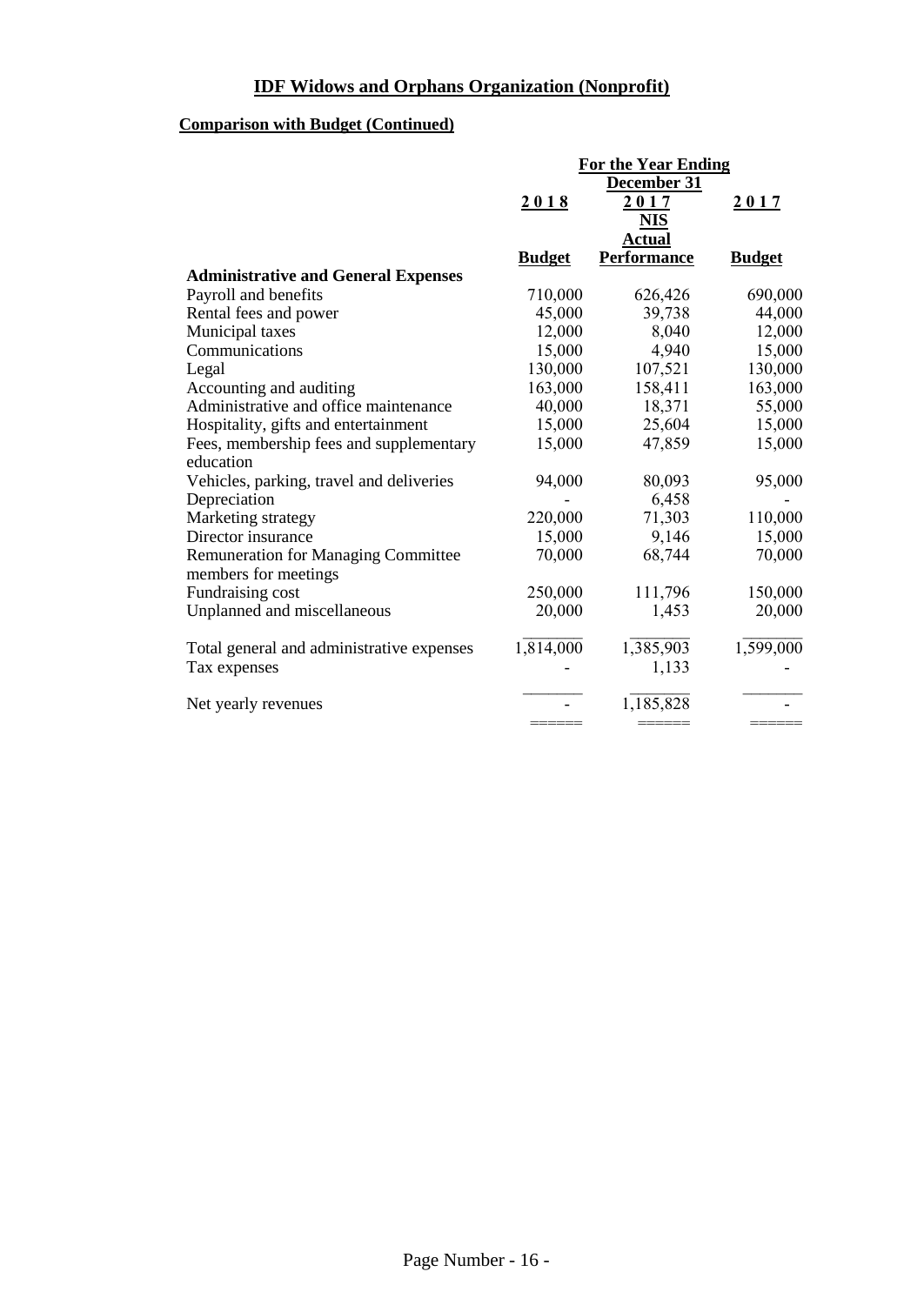# IDF Widows and Orphans Organization (Nonprofit)

## Comparison with Budget (Continued)

| | For the Year Ending December 31 | | |
|---|---|---|---|
| | 2018 | 2017 | 2017 |
| | | NIS | |
| | Budget | Actual Performance | Budget |
| **Administrative and General Expenses** | | | |
| Payroll and benefits | 710,000 | 626,426 | 690,000 |
| Rental fees and power | 45,000 | 39,738 | 44,000 |
| Municipal taxes | 12,000 | 8,040 | 12,000 |
| Communications | 15,000 | 4,940 | 15,000 |
| Legal | 130,000 | 107,521 | 130,000 |
| Accounting and auditing | 163,000 | 158,411 | 163,000 |
| Administrative and office maintenance | 40,000 | 18,371 | 55,000 |
| Hospitality, gifts and entertainment | 15,000 | 25,604 | 15,000 |
| Fees, membership fees and supplementary education | 15,000 | 47,859 | 15,000 |
| Vehicles, parking, travel and deliveries | 94,000 | 80,093 | 95,000 |
| Depreciation | - | 6,458 | - |
| Marketing strategy | 220,000 | 71,303 | 110,000 |
| Director insurance | 15,000 | 9,146 | 15,000 |
| Remuneration for Managing Committee members for meetings | 70,000 | 68,744 | 70,000 |
| Fundraising cost | 250,000 | 111,796 | 150,000 |
| Unplanned and miscellaneous | 20,000 | 1,453 | 20,000 |
| Total general and administrative expenses | 1,814,000 | 1,385,903 | 1,599,000 |
| Tax expenses | - | 1,133 | - |
| Net yearly revenues | - | 1,185,828 | - |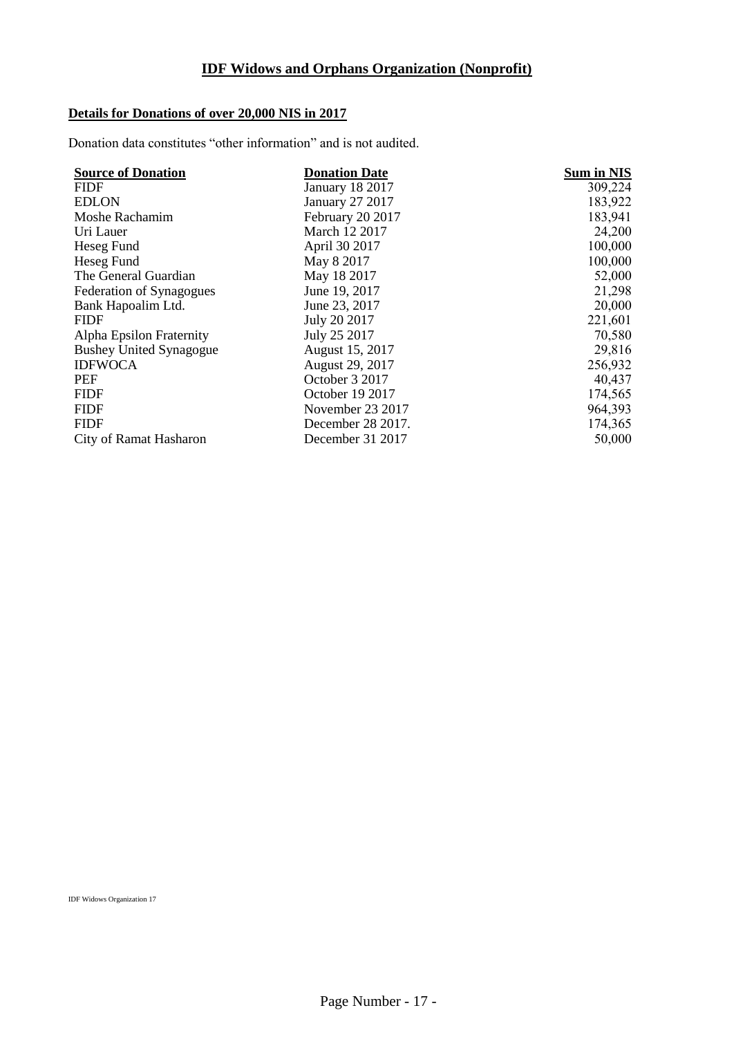# IDF Widows and Orphans Organization (Nonprofit)

## Details for Donations of over 20,000 NIS in 2017

Donation data constitutes "other information" and is not audited.

| Source of Donation | Donation Date | Sum in NIS |
|---|---|---|
| FIDF | January 18 2017 | 309,224 |
| EDLON | January 27 2017 | 183,922 |
| Moshe Rachamim | February 20 2017 | 183,941 |
| Uri Lauer | March 12 2017 | 24,200 |
| Heseg Fund | April 30 2017 | 100,000 |
| Heseg Fund | May 8 2017 | 100,000 |
| The General Guardian | May 18 2017 | 52,000 |
| Federation of Synagogues | June 19, 2017 | 21,298 |
| Bank Hapoalim Ltd. | June 23, 2017 | 20,000 |
| FIDF | July 20 2017 | 221,601 |
| Alpha Epsilon Fraternity | July 25 2017 | 70,580 |
| Bushey United Synagogue | August 15, 2017 | 29,816 |
| IDFWOCA | August 29, 2017 | 256,932 |
| PEF | October 3 2017 | 40,437 |
| FIDF | October 19 2017 | 174,565 |
| FIDF | November 23 2017 | 964,393 |
| FIDF | December 28 2017. | 174,365 |
| City of Ramat Hasharon | December 31 2017 | 50,000 |

IDF Widows Organization 17